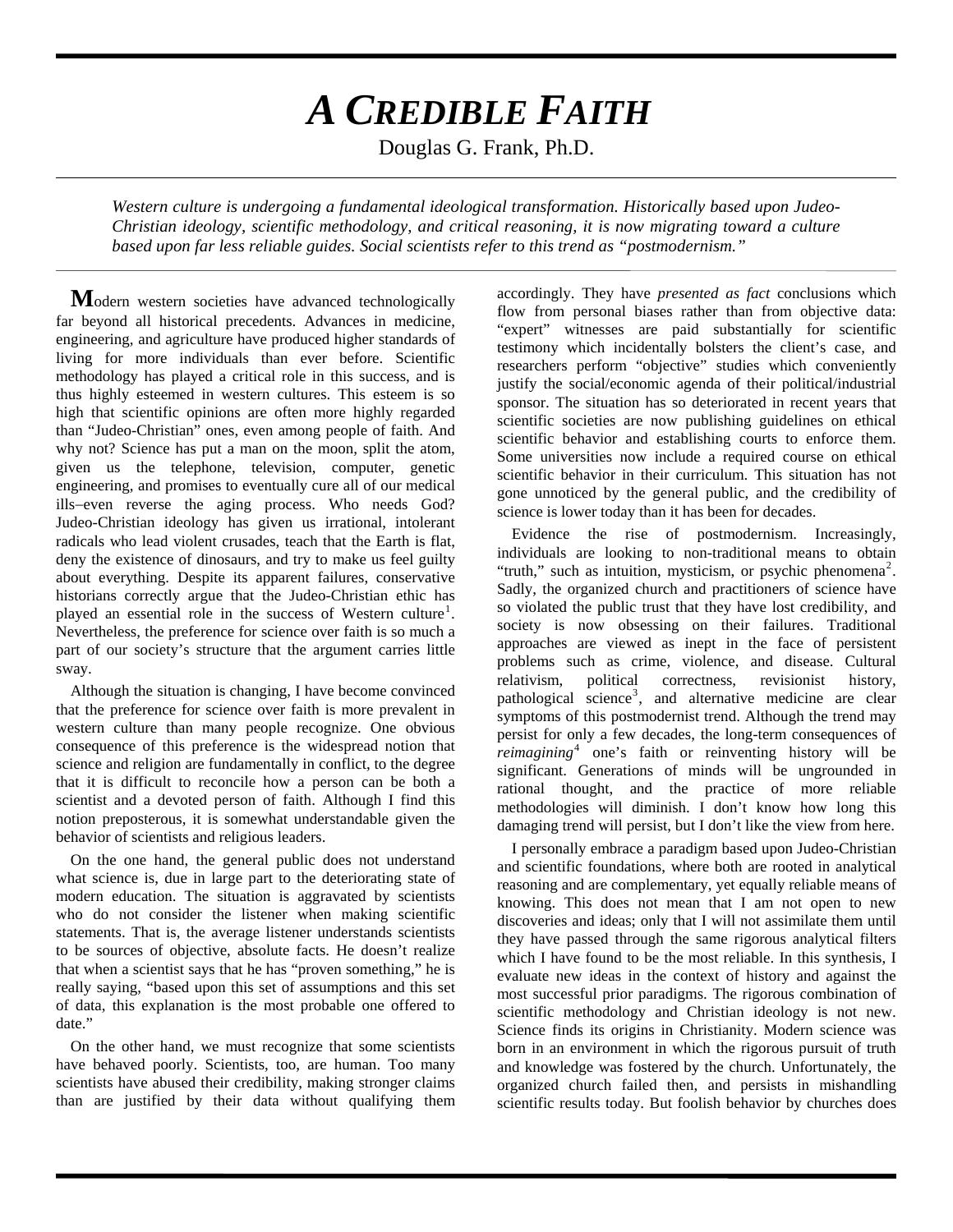# A CREDIBLE FAITH

Douglas G. Frank, Ph.D.

*Western culture is undergoing a fundamental ideological transformation. Historically based upon Judeo-Christian ideology, scientific methodology, and critical reasoning, it is now migrating toward a culture based upon far less reliable guides. Social scientists refer to this trend as "postmodernism."*

Modern western societies have advanced technologically far beyond all historical precedents. Advances in medicine, engineering, and agriculture have produced higher standards of living for more individuals than ever before. Scientific methodology has played a critical role in this success, and is thus highly esteemed in western cultures. This esteem is so high that scientific opinions are often more highly regarded than "Judeo-Christian" ones, even among people of faith. And why not? Science has put a man on the moon, split the atom, given us the telephone, television, computer, genetic engineering, and promises to eventually cure all of our medical ills–even reverse the aging process. Who needs God? Judeo-Christian ideology has given us irrational, intolerant radicals who lead violent crusades, teach that the Earth is flat, deny the existence of dinosaurs, and try to make us feel guilty about everything. Despite its apparent failures, conservative historians correctly argue that the Judeo-Christian ethic has played an essential role in the success of Western culture[1]. Nevertheless, the preference for science over faith is so much a part of our society's structure that the argument carries little sway.

Although the situation is changing, I have become convinced that the preference for science over faith is more prevalent in western culture than many people recognize. One obvious consequence of this preference is the widespread notion that science and religion are fundamentally in conflict, to the degree that it is difficult to reconcile how a person can be both a scientist and a devoted person of faith. Although I find this notion preposterous, it is somewhat understandable given the behavior of scientists and religious leaders.

On the one hand, the general public does not understand what science is, due in large part to the deteriorating state of modern education. The situation is aggravated by scientists who do not consider the listener when making scientific statements. That is, the average listener understands scientists to be sources of objective, absolute facts. He doesn't realize that when a scientist says that he has "proven something," he is really saying, "based upon this set of assumptions and this set of data, this explanation is the most probable one offered to date."

On the other hand, we must recognize that some scientists have behaved poorly. Scientists, too, are human. Too many scientists have abused their credibility, making stronger claims than are justified by their data without qualifying them accordingly. They have *presented as fact* conclusions which flow from personal biases rather than from objective data: "expert" witnesses are paid substantially for scientific testimony which incidentally bolsters the client's case, and researchers perform "objective" studies which conveniently justify the social/economic agenda of their political/industrial sponsor. The situation has so deteriorated in recent years that scientific societies are now publishing guidelines on ethical scientific behavior and establishing courts to enforce them. Some universities now include a required course on ethical scientific behavior in their curriculum. This situation has not gone unnoticed by the general public, and the credibility of science is lower today than it has been for decades.

Evidence the rise of postmodernism. Increasingly, individuals are looking to non-traditional means to obtain "truth," such as intuition, mysticism, or psychic phenomena[2]. Sadly, the organized church and practitioners of science have so violated the public trust that they have lost credibility, and society is now obsessing on their failures. Traditional approaches are viewed as inept in the face of persistent problems such as crime, violence, and disease. Cultural relativism, political correctness, revisionist history, pathological science[3], and alternative medicine are clear symptoms of this postmodernist trend. Although the trend may persist for only a few decades, the long-term consequences of *reimagining*[4] one's faith or reinventing history will be significant. Generations of minds will be ungrounded in rational thought, and the practice of more reliable methodologies will diminish. I don't know how long this damaging trend will persist, but I don't like the view from here.

I personally embrace a paradigm based upon Judeo-Christian and scientific foundations, where both are rooted in analytical reasoning and are complementary, yet equally reliable means of knowing. This does not mean that I am not open to new discoveries and ideas; only that I will not assimilate them until they have passed through the same rigorous analytical filters which I have found to be the most reliable. In this synthesis, I evaluate new ideas in the context of history and against the most successful prior paradigms. The rigorous combination of scientific methodology and Christian ideology is not new. Science finds its origins in Christianity. Modern science was born in an environment in which the rigorous pursuit of truth and knowledge was fostered by the church. Unfortunately, the organized church failed then, and persists in mishandling scientific results today. But foolish behavior by churches does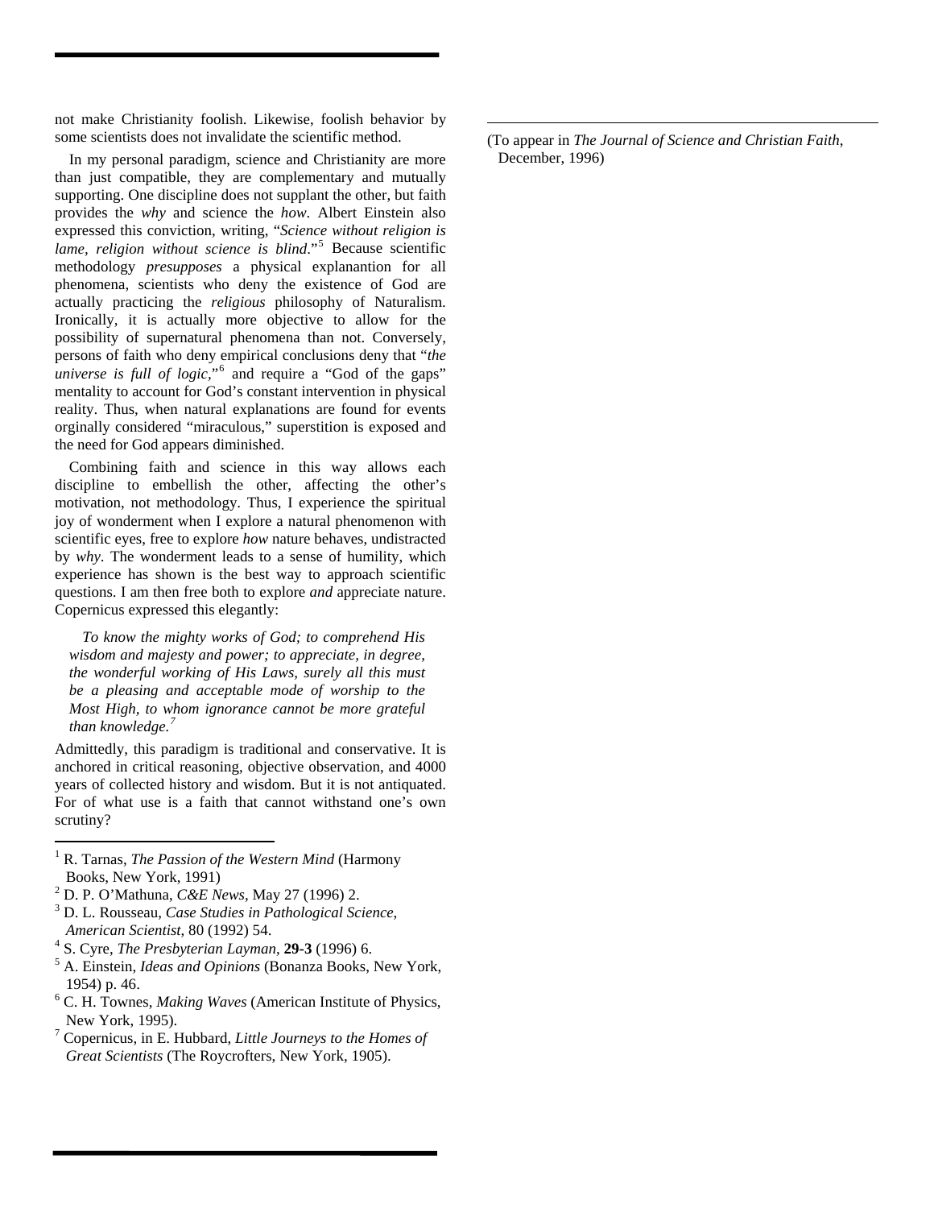not make Christianity foolish. Likewise, foolish behavior by some scientists does not invalidate the scientific method.

In my personal paradigm, science and Christianity are more than just compatible, they are complementary and mutually supporting. One discipline does not supplant the other, but faith provides the *why* and science the *how*. Albert Einstein also expressed this conviction, writing, "*Science without religion is lame, religion without science is blind*."[5] Because scientific methodology *presupposes* a physical explanantion for all phenomena, scientists who deny the existence of God are actually practicing the *religious* philosophy of Naturalism. Ironically, it is actually more objective to allow for the possibility of supernatural phenomena than not. Conversely, persons of faith who deny empirical conclusions deny that "*the universe is full of logic*,"[6] and require a "God of the gaps" mentality to account for God's constant intervention in physical reality. Thus, when natural explanations are found for events orginally considered "miraculous," superstition is exposed and the need for God appears diminished.

Combining faith and science in this way allows each discipline to embellish the other, affecting the other's motivation, not methodology. Thus, I experience the spiritual joy of wonderment when I explore a natural phenomenon with scientific eyes, free to explore *how* nature behaves, undistracted by *why*. The wonderment leads to a sense of humility, which experience has shown is the best way to approach scientific questions. I am then free both to explore *and* appreciate nature. Copernicus expressed this elegantly:

> *To know the mighty works of God; to comprehend His wisdom and majesty and power; to appreciate, in degree, the wonderful working of His Laws, surely all this must be a pleasing and acceptable mode of worship to the Most High, to whom ignorance cannot be more grateful than knowledge.*[7]

Admittedly, this paradigm is traditional and conservative. It is anchored in critical reasoning, objective observation, and 4000 years of collected history and wisdom. But it is not antiquated. For of what use is a faith that cannot withstand one's own scrutiny?

---

[1] R. Tarnas, *The Passion of the Western Mind* (Harmony Books, New York, 1991)

[2] D. P. O'Mathuna, *C&E News*, May 27 (1996) 2.

[3] D. L. Rousseau, *Case Studies in Pathological Science, American Scientist*, 80 (1992) 54.

[4] S. Cyre, *The Presbyterian Layman*, **29-3** (1996) 6.

[5] A. Einstein, *Ideas and Opinions* (Bonanza Books, New York, 1954) p. 46.

[6] C. H. Townes, *Making Waves* (American Institute of Physics, New York, 1995).

[7] Copernicus, in E. Hubbard, *Little Journeys to the Homes of Great Scientists* (The Roycrofters, New York, 1905).

---

(To appear in *The Journal of Science and Christian Faith*, December, 1996)